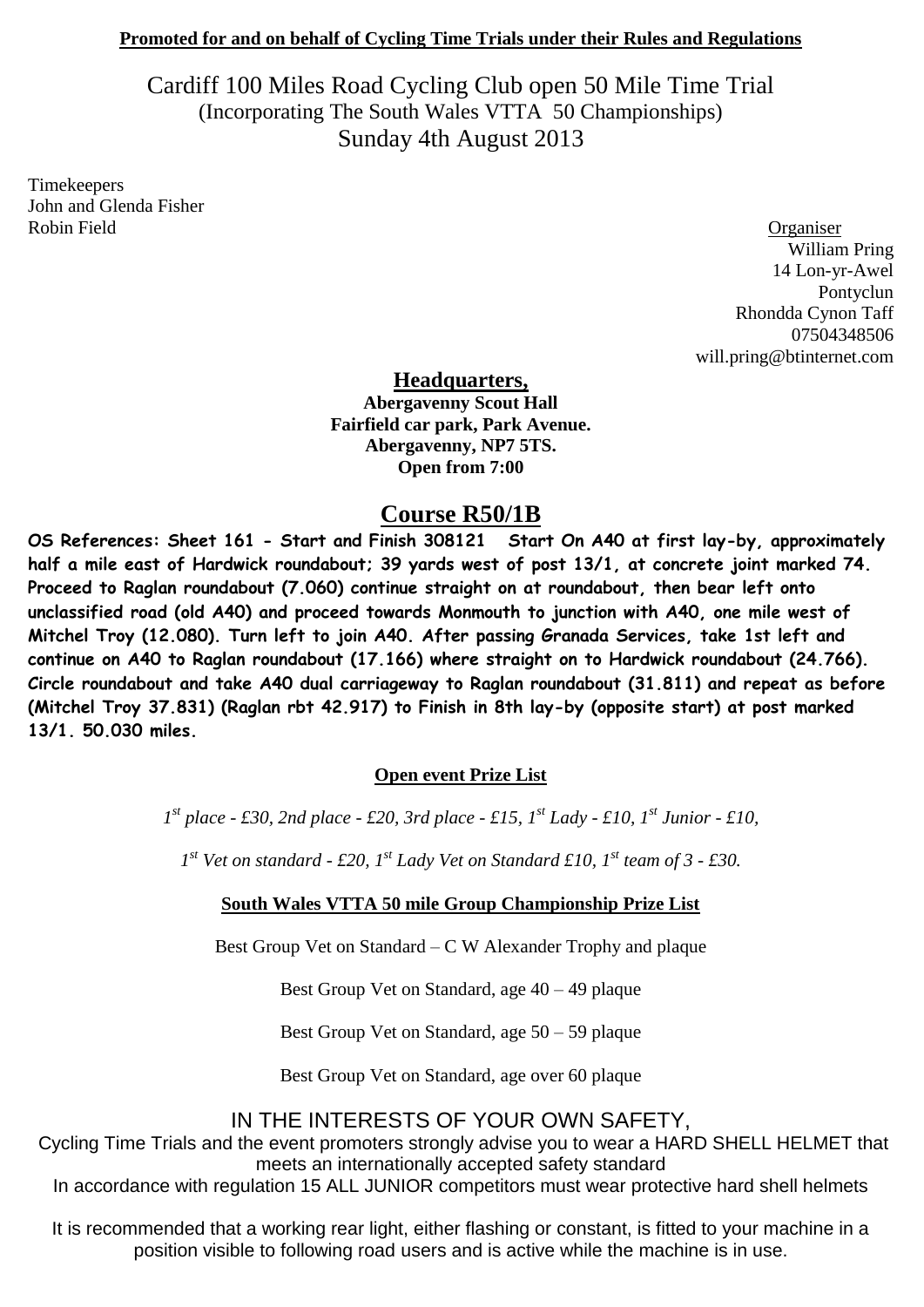**Promoted for and on behalf of Cycling Time Trials under their Rules and Regulations**

# Cardiff 100 Miles Road Cycling Club open 50 Mile Time Trial
(Incorporating The South Wales VTTA 50 Championships)
Sunday 4th August 2013

Timekeepers
John and Glenda Fisher
Robin Field

Organiser
William Pring
14 Lon-yr-Awel
Pontyclun
Rhondda Cynon Taff
07504348506
will.pring@btinternet.com

## Headquarters,

**Abergavenny Scout Hall**
**Fairfield car park, Park Avenue.**
**Abergavenny, NP7 5TS.**
**Open from 7:00**

## Course R50/1B

**OS References: Sheet 161 - Start and Finish 308121 Start On A40 at first lay-by, approximately half a mile east of Hardwick roundabout; 39 yards west of post 13/1, at concrete joint marked 74. Proceed to Raglan roundabout (7.060) continue straight on at roundabout, then bear left onto unclassified road (old A40) and proceed towards Monmouth to junction with A40, one mile west of Mitchel Troy (12.080). Turn left to join A40. After passing Granada Services, take 1st left and continue on A40 to Raglan roundabout (17.166) where straight on to Hardwick roundabout (24.766). Circle roundabout and take A40 dual carriageway to Raglan roundabout (31.811) and repeat as before (Mitchel Troy 37.831) (Raglan rbt 42.917) to Finish in 8th lay-by (opposite start) at post marked 13/1. 50.030 miles.**

### Open event Prize List

*1st place - £30, 2nd place - £20, 3rd place - £15, 1st Lady - £10, 1st Junior - £10,*

*1st Vet on standard - £20, 1st Lady Vet on Standard £10, 1st team of 3 - £30.*

### South Wales VTTA 50 mile Group Championship Prize List

Best Group Vet on Standard – C W Alexander Trophy and plaque

Best Group Vet on Standard, age 40 – 49 plaque

Best Group Vet on Standard, age 50 – 59 plaque

Best Group Vet on Standard, age over 60 plaque

IN THE INTERESTS OF YOUR OWN SAFETY,

Cycling Time Trials and the event promoters strongly advise you to wear a HARD SHELL HELMET that meets an internationally accepted safety standard

In accordance with regulation 15 ALL JUNIOR competitors must wear protective hard shell helmets

It is recommended that a working rear light, either flashing or constant, is fitted to your machine in a position visible to following road users and is active while the machine is in use.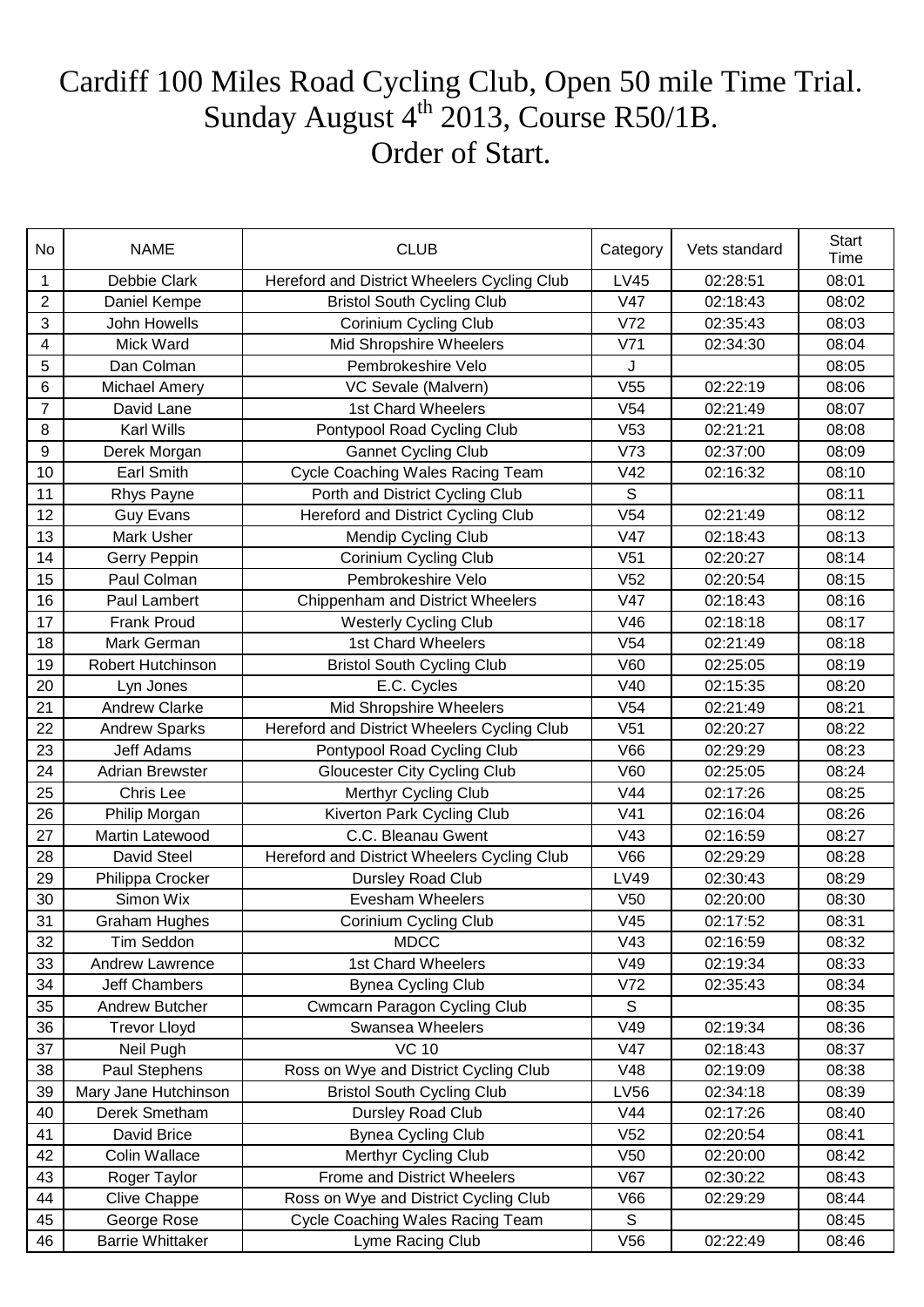# Cardiff 100 Miles Road Cycling Club, Open 50 mile Time Trial.

## Sunday August 4th 2013, Course R50/1B.

## Order of Start.

| No | NAME | CLUB | Category | Vets standard | Start Time |
|---|---|---|---|---|---|
| 1 | Debbie Clark | Hereford and District Wheelers Cycling Club | LV45 | 02:28:51 | 08:01 |
| 2 | Daniel Kempe | Bristol South Cycling Club | V47 | 02:18:43 | 08:02 |
| 3 | John Howells | Corinium Cycling Club | V72 | 02:35:43 | 08:03 |
| 4 | Mick Ward | Mid Shropshire Wheelers | V71 | 02:34:30 | 08:04 |
| 5 | Dan Colman | Pembrokeshire Velo | J | | 08:05 |
| 6 | Michael Amery | VC Sevale (Malvern) | V55 | 02:22:19 | 08:06 |
| 7 | David Lane | 1st Chard Wheelers | V54 | 02:21:49 | 08:07 |
| 8 | Karl Wills | Pontypool Road Cycling Club | V53 | 02:21:21 | 08:08 |
| 9 | Derek Morgan | Gannet Cycling Club | V73 | 02:37:00 | 08:09 |
| 10 | Earl Smith | Cycle Coaching Wales Racing Team | V42 | 02:16:32 | 08:10 |
| 11 | Rhys Payne | Porth and District Cycling Club | S | | 08:11 |
| 12 | Guy Evans | Hereford and District Cycling Club | V54 | 02:21:49 | 08:12 |
| 13 | Mark Usher | Mendip Cycling Club | V47 | 02:18:43 | 08:13 |
| 14 | Gerry Peppin | Corinium Cycling Club | V51 | 02:20:27 | 08:14 |
| 15 | Paul Colman | Pembrokeshire Velo | V52 | 02:20:54 | 08:15 |
| 16 | Paul Lambert | Chippenham and District Wheelers | V47 | 02:18:43 | 08:16 |
| 17 | Frank Proud | Westerly Cycling Club | V46 | 02:18:18 | 08:17 |
| 18 | Mark German | 1st Chard Wheelers | V54 | 02:21:49 | 08:18 |
| 19 | Robert Hutchinson | Bristol South Cycling Club | V60 | 02:25:05 | 08:19 |
| 20 | Lyn Jones | E.C. Cycles | V40 | 02:15:35 | 08:20 |
| 21 | Andrew Clarke | Mid Shropshire Wheelers | V54 | 02:21:49 | 08:21 |
| 22 | Andrew Sparks | Hereford and District Wheelers Cycling Club | V51 | 02:20:27 | 08:22 |
| 23 | Jeff Adams | Pontypool Road Cycling Club | V66 | 02:29:29 | 08:23 |
| 24 | Adrian Brewster | Gloucester City Cycling Club | V60 | 02:25:05 | 08:24 |
| 25 | Chris Lee | Merthyr Cycling Club | V44 | 02:17:26 | 08:25 |
| 26 | Philip Morgan | Kiverton Park Cycling Club | V41 | 02:16:04 | 08:26 |
| 27 | Martin Latewood | C.C. Bleanau Gwent | V43 | 02:16:59 | 08:27 |
| 28 | David Steel | Hereford and District Wheelers Cycling Club | V66 | 02:29:29 | 08:28 |
| 29 | Philippa Crocker | Dursley Road Club | LV49 | 02:30:43 | 08:29 |
| 30 | Simon Wix | Evesham Wheelers | V50 | 02:20:00 | 08:30 |
| 31 | Graham Hughes | Corinium Cycling Club | V45 | 02:17:52 | 08:31 |
| 32 | Tim Seddon | MDCC | V43 | 02:16:59 | 08:32 |
| 33 | Andrew Lawrence | 1st Chard Wheelers | V49 | 02:19:34 | 08:33 |
| 34 | Jeff Chambers | Bynea Cycling Club | V72 | 02:35:43 | 08:34 |
| 35 | Andrew Butcher | Cwmcarn Paragon Cycling Club | S | | 08:35 |
| 36 | Trevor Lloyd | Swansea Wheelers | V49 | 02:19:34 | 08:36 |
| 37 | Neil Pugh | VC 10 | V47 | 02:18:43 | 08:37 |
| 38 | Paul Stephens | Ross on Wye and District Cycling Club | V48 | 02:19:09 | 08:38 |
| 39 | Mary Jane Hutchinson | Bristol South Cycling Club | LV56 | 02:34:18 | 08:39 |
| 40 | Derek Smetham | Dursley Road Club | V44 | 02:17:26 | 08:40 |
| 41 | David Brice | Bynea Cycling Club | V52 | 02:20:54 | 08:41 |
| 42 | Colin Wallace | Merthyr Cycling Club | V50 | 02:20:00 | 08:42 |
| 43 | Roger Taylor | Frome and District Wheelers | V67 | 02:30:22 | 08:43 |
| 44 | Clive Chappe | Ross on Wye and District Cycling Club | V66 | 02:29:29 | 08:44 |
| 45 | George Rose | Cycle Coaching Wales Racing Team | S | | 08:45 |
| 46 | Barrie Whittaker | Lyme Racing Club | V56 | 02:22:49 | 08:46 |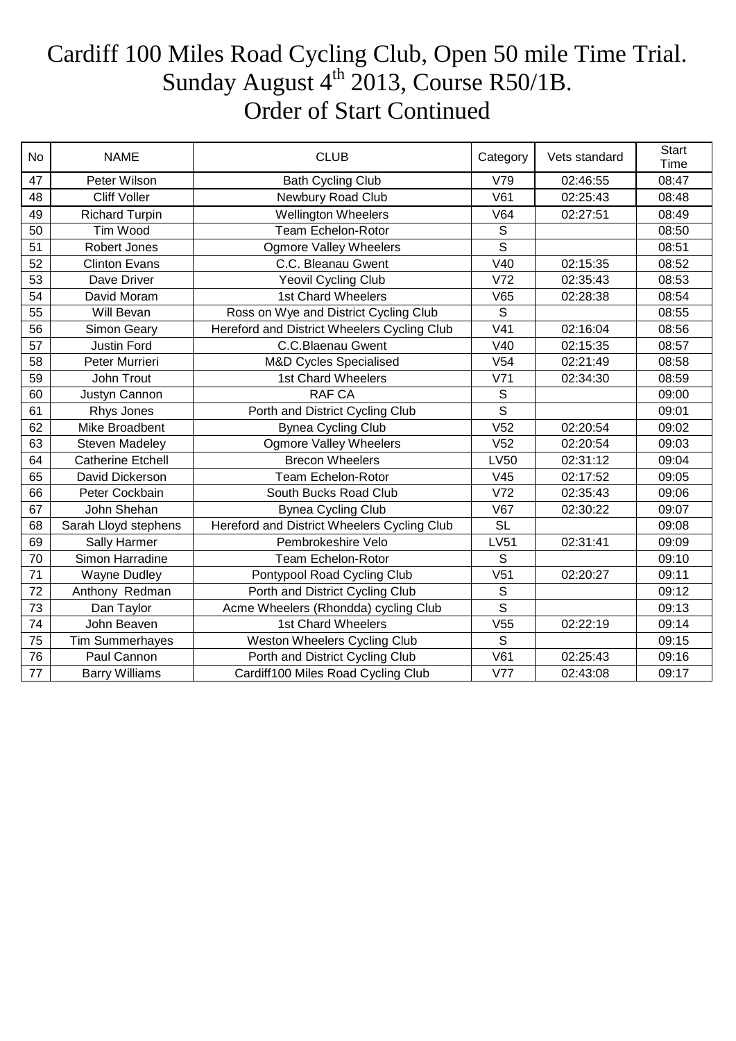# Cardiff 100 Miles Road Cycling Club, Open 50 mile Time Trial.
# Sunday August 4th 2013, Course R50/1B.
# Order of Start Continued

| No | NAME | CLUB | Category | Vets standard | Start Time |
|---|---|---|---|---|---|
| 47 | Peter Wilson | Bath Cycling Club | V79 | 02:46:55 | 08:47 |
| 48 | Cliff Voller | Newbury Road Club | V61 | 02:25:43 | 08:48 |
| 49 | Richard Turpin | Wellington Wheelers | V64 | 02:27:51 | 08:49 |
| 50 | Tim Wood | Team Echelon-Rotor | S | | 08:50 |
| 51 | Robert Jones | Ogmore Valley Wheelers | S | | 08:51 |
| 52 | Clinton Evans | C.C. Bleanau Gwent | V40 | 02:15:35 | 08:52 |
| 53 | Dave Driver | Yeovil Cycling Club | V72 | 02:35:43 | 08:53 |
| 54 | David Moram | 1st Chard Wheelers | V65 | 02:28:38 | 08:54 |
| 55 | Will Bevan | Ross on Wye and District Cycling Club | S | | 08:55 |
| 56 | Simon Geary | Hereford and District Wheelers Cycling Club | V41 | 02:16:04 | 08:56 |
| 57 | Justin Ford | C.C.Blaenau Gwent | V40 | 02:15:35 | 08:57 |
| 58 | Peter Murrieri | M&D Cycles Specialised | V54 | 02:21:49 | 08:58 |
| 59 | John Trout | 1st Chard Wheelers | V71 | 02:34:30 | 08:59 |
| 60 | Justyn Cannon | RAF CA | S | | 09:00 |
| 61 | Rhys Jones | Porth and District Cycling Club | S | | 09:01 |
| 62 | Mike Broadbent | Bynea Cycling Club | V52 | 02:20:54 | 09:02 |
| 63 | Steven Madeley | Ogmore Valley Wheelers | V52 | 02:20:54 | 09:03 |
| 64 | Catherine Etchell | Brecon Wheelers | LV50 | 02:31:12 | 09:04 |
| 65 | David Dickerson | Team Echelon-Rotor | V45 | 02:17:52 | 09:05 |
| 66 | Peter Cockbain | South Bucks Road Club | V72 | 02:35:43 | 09:06 |
| 67 | John Shehan | Bynea Cycling Club | V67 | 02:30:22 | 09:07 |
| 68 | Sarah Lloyd stephens | Hereford and District Wheelers Cycling Club | SL | | 09:08 |
| 69 | Sally Harmer | Pembrokeshire Velo | LV51 | 02:31:41 | 09:09 |
| 70 | Simon Harradine | Team Echelon-Rotor | S | | 09:10 |
| 71 | Wayne Dudley | Pontypool Road Cycling Club | V51 | 02:20:27 | 09:11 |
| 72 | Anthony Redman | Porth and District Cycling Club | S | | 09:12 |
| 73 | Dan Taylor | Acme Wheelers (Rhondda) cycling Club | S | | 09:13 |
| 74 | John Beaven | 1st Chard Wheelers | V55 | 02:22:19 | 09:14 |
| 75 | Tim Summerhayes | Weston Wheelers Cycling Club | S | | 09:15 |
| 76 | Paul Cannon | Porth and District Cycling Club | V61 | 02:25:43 | 09:16 |
| 77 | Barry Williams | Cardiff100 Miles Road Cycling Club | V77 | 02:43:08 | 09:17 |